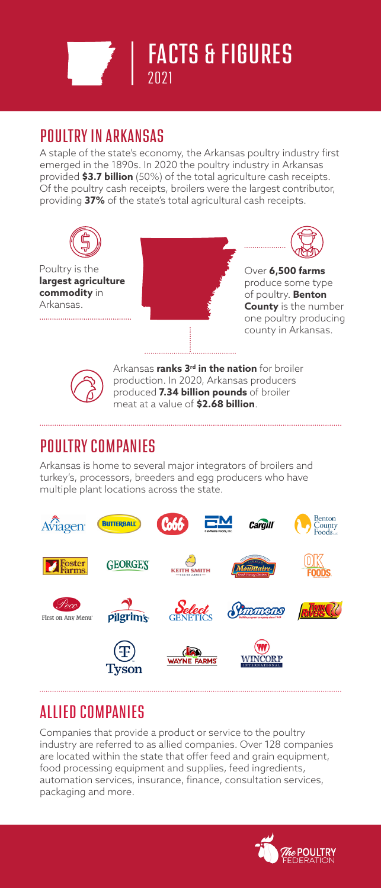# FACTS & FIGURES
2021

## POULTRY IN ARKANSAS

A staple of the state's economy, the Arkansas poultry industry first emerged in the 1890s. In 2020 the poultry industry in Arkansas provided **$3.7 billion** (50%) of the total agriculture cash receipts. Of the poultry cash receipts, broilers were the largest contributor, providing **37%** of the state's total agricultural cash receipts.

Poultry is the **largest agriculture commodity** in Arkansas.

Over **6,500 farms** produce some type of poultry. **Benton County** is the number one poultry producing county in Arkansas.

Arkansas **ranks 3rd in the nation** for broiler production. In 2020, Arkansas producers produced **7.34 billion pounds** of broiler meat at a value of **$2.68 billion**.

## POULTRY COMPANIES

Arkansas is home to several major integrators of broilers and turkey's, processors, breeders and egg producers who have multiple plant locations across the state.

Aviagen, Butterball, Cobb, Cal-Maine Foods, Inc., Cargill, Benton County Foods LLC, Foster Farms, George's, Keith Smith, Mountaire, OK Foods, Peco, Pilgrim's, Select Genetics, Simmons, Twin Rivers, Tyson, Wayne Farms, Wincorp International

## ALLIED COMPANIES

Companies that provide a product or service to the poultry industry are referred to as allied companies. Over 128 companies are located within the state that offer feed and grain equipment, food processing equipment and supplies, feed ingredients, automation services, insurance, finance, consultation services, packaging and more.

The Poultry Federation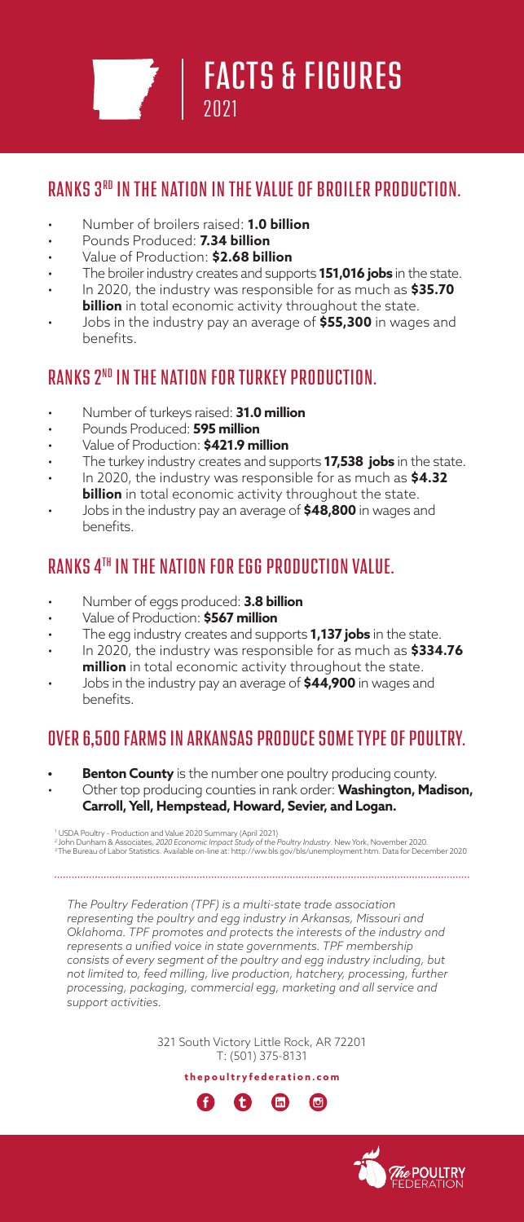# FACTS & FIGURES

2021

## RANKS 3RD IN THE NATION IN THE VALUE OF BROILER PRODUCTION.

- Number of broilers raised: **1.0 billion**
- Pounds Produced: **7.34 billion**
- Value of Production: **$2.68 billion**
- The broiler industry creates and supports **151,016 jobs** in the state.
- In 2020, the industry was responsible for as much as **$35.70 billion** in total economic activity throughout the state.
- Jobs in the industry pay an average of **$55,300** in wages and benefits.

## RANKS 2ND IN THE NATION FOR TURKEY PRODUCTION.

- Number of turkeys raised: **31.0 million**
- Pounds Produced: **595 million**
- Value of Production: **$421.9 million**
- The turkey industry creates and supports **17,538 jobs** in the state.
- In 2020, the industry was responsible for as much as **$4.32 billion** in total economic activity throughout the state.
- Jobs in the industry pay an average of **$48,800** in wages and benefits.

## RANKS 4TH IN THE NATION FOR EGG PRODUCTION VALUE.

- Number of eggs produced: **3.8 billion**
- Value of Production: **$567 million**
- The egg industry creates and supports **1,137 jobs** in the state.
- In 2020, the industry was responsible for as much as **$334.76 million** in total economic activity throughout the state.
- Jobs in the industry pay an average of **$44,900** in wages and benefits.

## OVER 6,500 FARMS IN ARKANSAS PRODUCE SOME TYPE OF POULTRY.

- **Benton County** is the number one poultry producing county.
- Other top producing counties in rank order: **Washington, Madison, Carroll, Yell, Hempstead, Howard, Sevier, and Logan.**

[1] USDA Poultry - Production and Value 2020 Summary (April 2021)
[2] John Dunham & Associates, *2020 Economic Impact Study of the Poultry Industry*. New York, November 2020.
[3] The Bureau of Labor Statistics. Available on-line at: http://ww.bls.gov/bls/unemployment.htm. Data for December 2020

---

*The Poultry Federation (TPF) is a multi-state trade association representing the poultry and egg industry in Arkansas, Missouri and Oklahoma. TPF promotes and protects the interests of the industry and represents a unified voice in state governments. TPF membership consists of every segment of the poultry and egg industry including, but not limited to, feed milling, live production, hatchery, processing, further processing, packaging, commercial egg, marketing and all service and support activities.*

321 South Victory Little Rock, AR 72201
T: (501) 375-8131

**thepoultryfederation.com**

The Poultry Federation